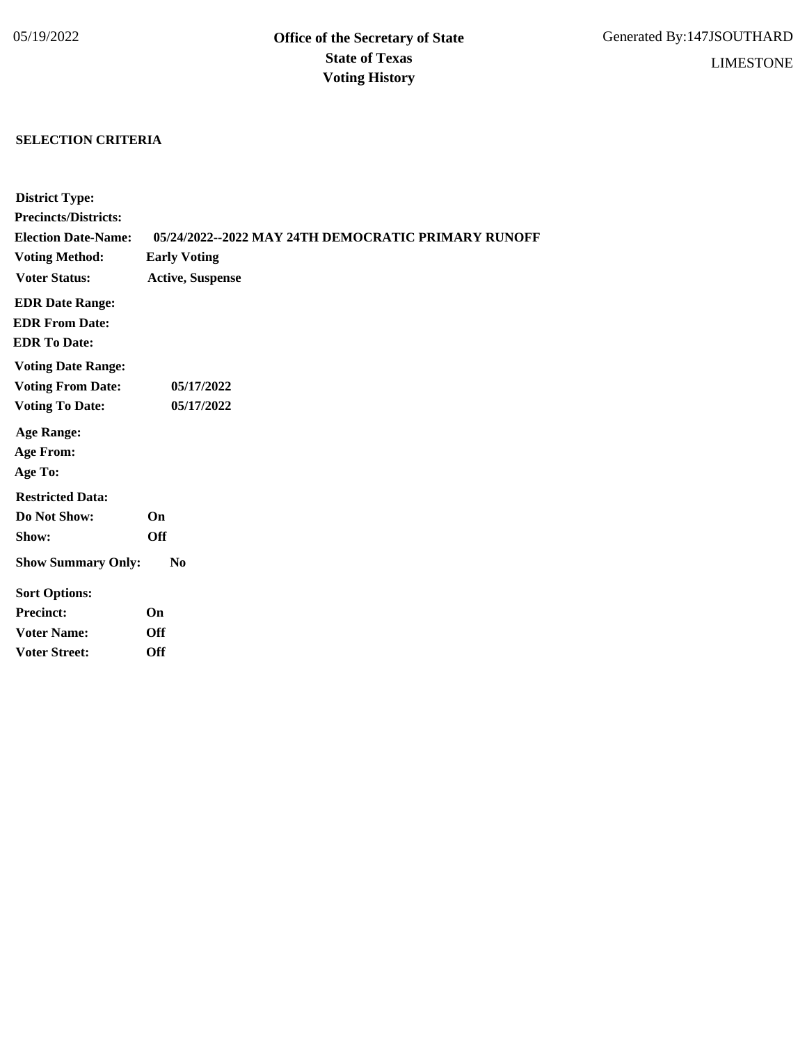05/19/2022

**Office of the Secretary of State**
**State of Texas**
**Voting History**

Generated By:147JSOUTHARD

LIMESTONE

**SELECTION CRITERIA**

**District Type:**
**Precincts/Districts:**
**Election Date-Name:** **05/24/2022--2022 MAY 24TH DEMOCRATIC PRIMARY RUNOFF**
**Voting Method:** **Early Voting**
**Voter Status:** **Active, Suspense**

**EDR Date Range:**
**EDR From Date:**
**EDR To Date:**

**Voting Date Range:**
**Voting From Date:** **05/17/2022**
**Voting To Date:** **05/17/2022**

**Age Range:**
**Age From:**
**Age To:**

**Restricted Data:**
**Do Not Show:** **On**
**Show:** **Off**

**Show Summary Only:** **No**

**Sort Options:**
**Precinct:** **On**
**Voter Name:** **Off**
**Voter Street:** **Off**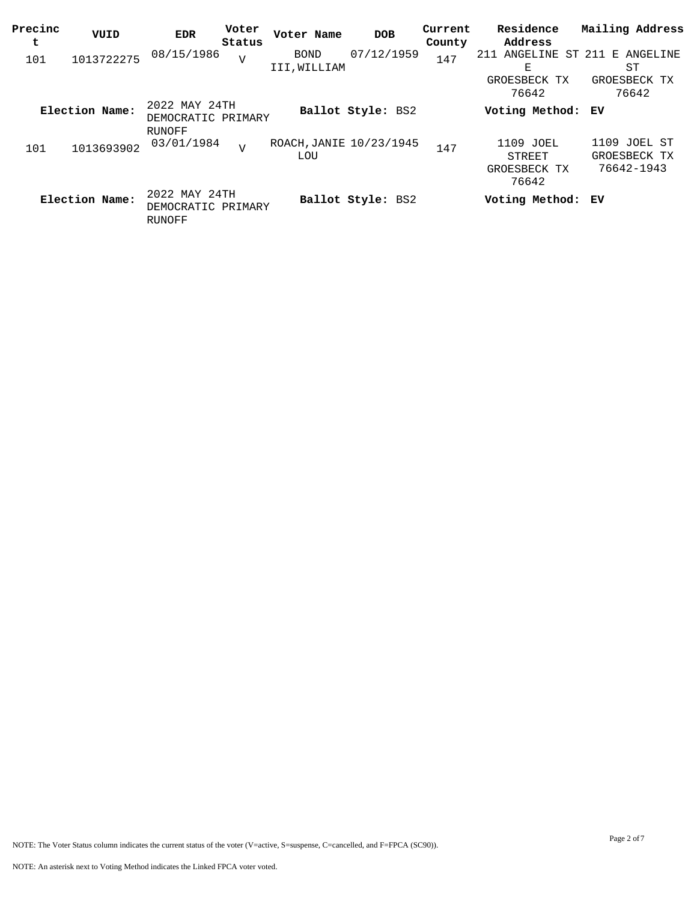| Precinct | VUID | EDR | Voter Status | Voter Name | DOB | Current County | Residence Address | Mailing Address |
|---|---|---|---|---|---|---|---|---|
| 101 | 1013722275 | 08/15/1986 | V | BOND III,WILLIAM | 07/12/1959 | 147 | 211 ANGELINE ST E GROESBECK TX 76642 | 211 E ANGELINE ST GROESBECK TX 76642 |
| **Election Name:** | 2022 MAY 24TH DEMOCRATIC PRIMARY RUNOFF | | | **Ballot Style:** BS2 | | | **Voting Method:** | **EV** |
| 101 | 1013693902 | 03/01/1984 | V | ROACH,JANIE LOU | 10/23/1945 | 147 | 1109 JOEL STREET GROESBECK TX 76642 | 1109 JOEL ST GROESBECK TX 76642-1943 |
| **Election Name:** | 2022 MAY 24TH DEMOCRATIC PRIMARY RUNOFF | | | **Ballot Style:** BS2 | | | **Voting Method:** | **EV** |

NOTE: The Voter Status column indicates the current status of the voter (V=active, S=suspense, C=cancelled, and F=FPCA (SC90)).

NOTE: An asterisk next to Voting Method indicates the Linked FPCA voter voted.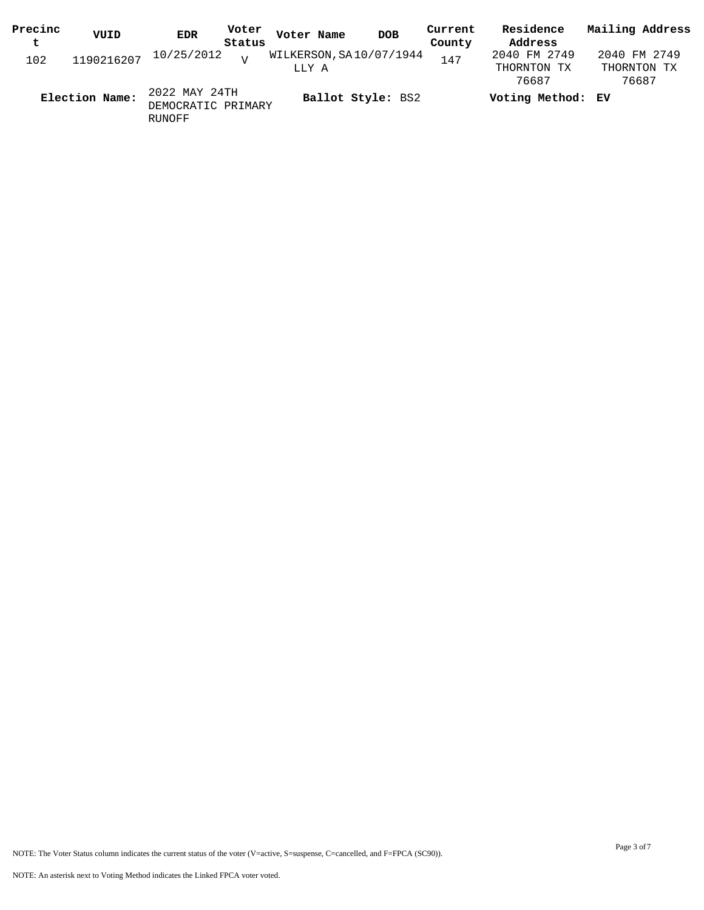| Precinct | VUID | EDR | Voter Status | Voter Name | DOB | Current County | Residence Address | Mailing Address |
| --- | --- | --- | --- | --- | --- | --- | --- | --- |
| 102 | 1190216207 | 10/25/2012 | V | WILKERSON, SALLY A | 10/07/1944 | 147 | 2040 FM 2749 THORNTON TX 76687 | 2040 FM 2749 THORNTON TX 76687 |

**Election Name:** 2022 MAY 24TH DEMOCRATIC PRIMARY RUNOFF **Ballot Style:** BS2 **Voting Method:** EV

NOTE: The Voter Status column indicates the current status of the voter (V=active, S=suspense, C=cancelled, and F=FPCA (SC90)).

NOTE: An asterisk next to Voting Method indicates the Linked FPCA voter voted.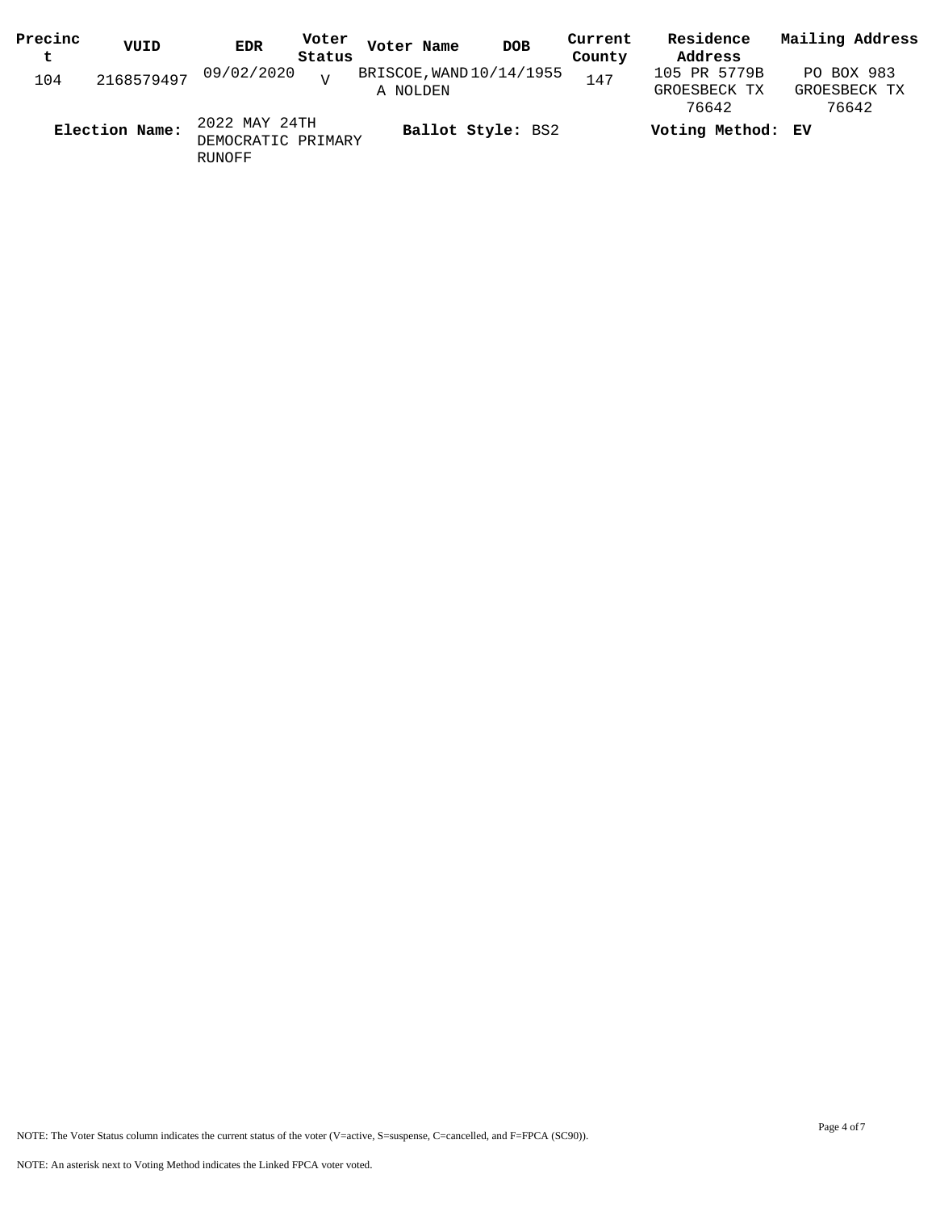| Precinct | VUID | EDR | Voter Status | Voter Name | DOB | Current County | Residence Address | Mailing Address |
|---|---|---|---|---|---|---|---|---|
| 104 | 2168579497 | 09/02/2020 | V | BRISCOE,WANDA NOLDEN | 10/14/1955 | 147 | 105 PR 5779B GROESBECK TX 76642 | PO BOX 983 GROESBECK TX 76642 |

**Election Name:** 2022 MAY 24TH DEMOCRATIC PRIMARY RUNOFF **Ballot Style:** BS2 **Voting Method:** **EV**

NOTE: The Voter Status column indicates the current status of the voter (V=active, S=suspense, C=cancelled, and F=FPCA (SC90)).

NOTE: An asterisk next to Voting Method indicates the Linked FPCA voter voted.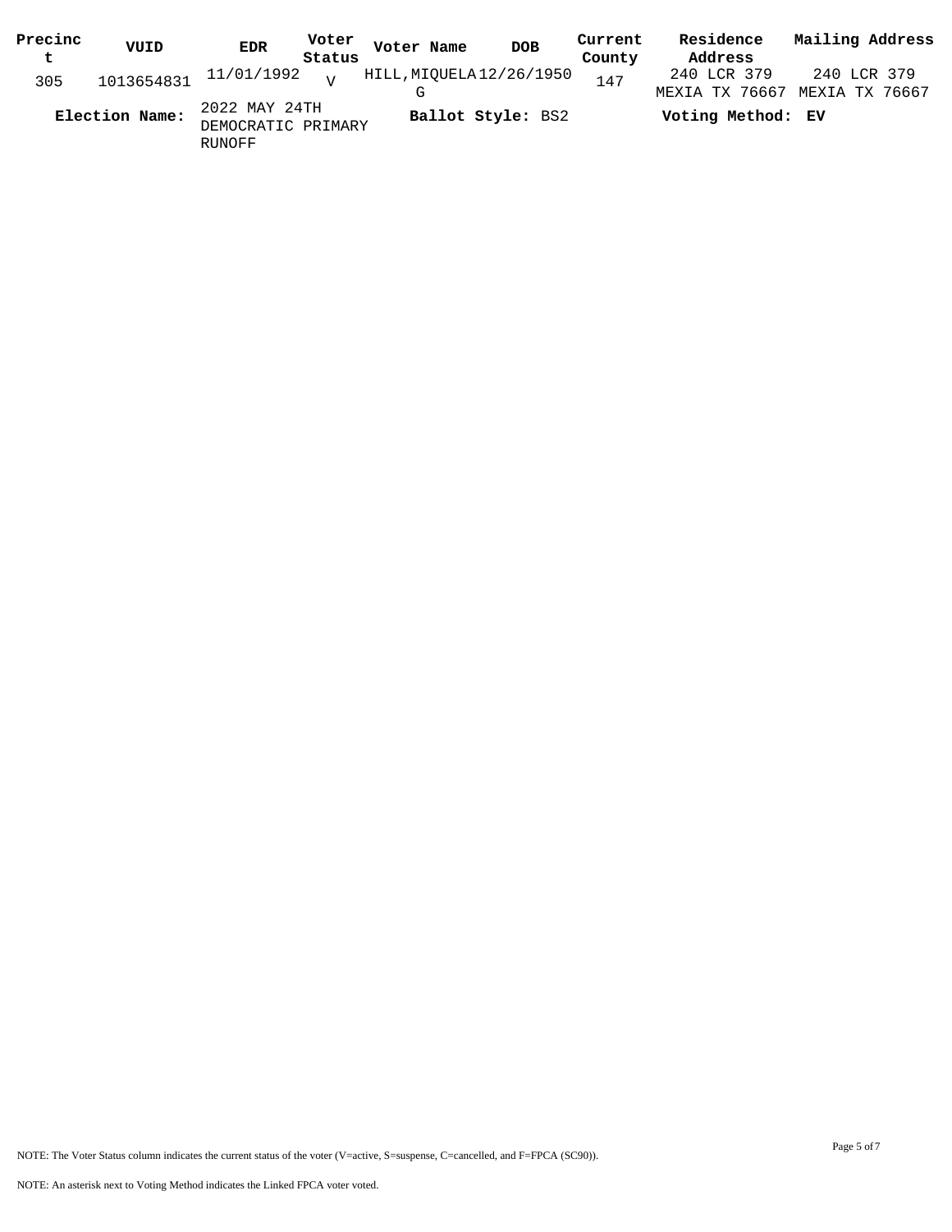| Precinct | VUID | EDR | Voter Status | Voter Name | DOB | Current County | Residence Address | Mailing Address |
|---|---|---|---|---|---|---|---|---|
| 305 | 1013654831 | 11/01/1992 | V | HILL,MIQUELA G | 12/26/1950 | 147 | 240 LCR 379 MEXIA TX 76667 | 240 LCR 379 MEXIA TX 76667 |

**Election Name:** 2022 MAY 24TH DEMOCRATIC PRIMARY RUNOFF **Ballot Style:** BS2 **Voting Method: EV**

NOTE: The Voter Status column indicates the current status of the voter (V=active, S=suspense, C=cancelled, and F=FPCA (SC90)).

NOTE: An asterisk next to Voting Method indicates the Linked FPCA voter voted.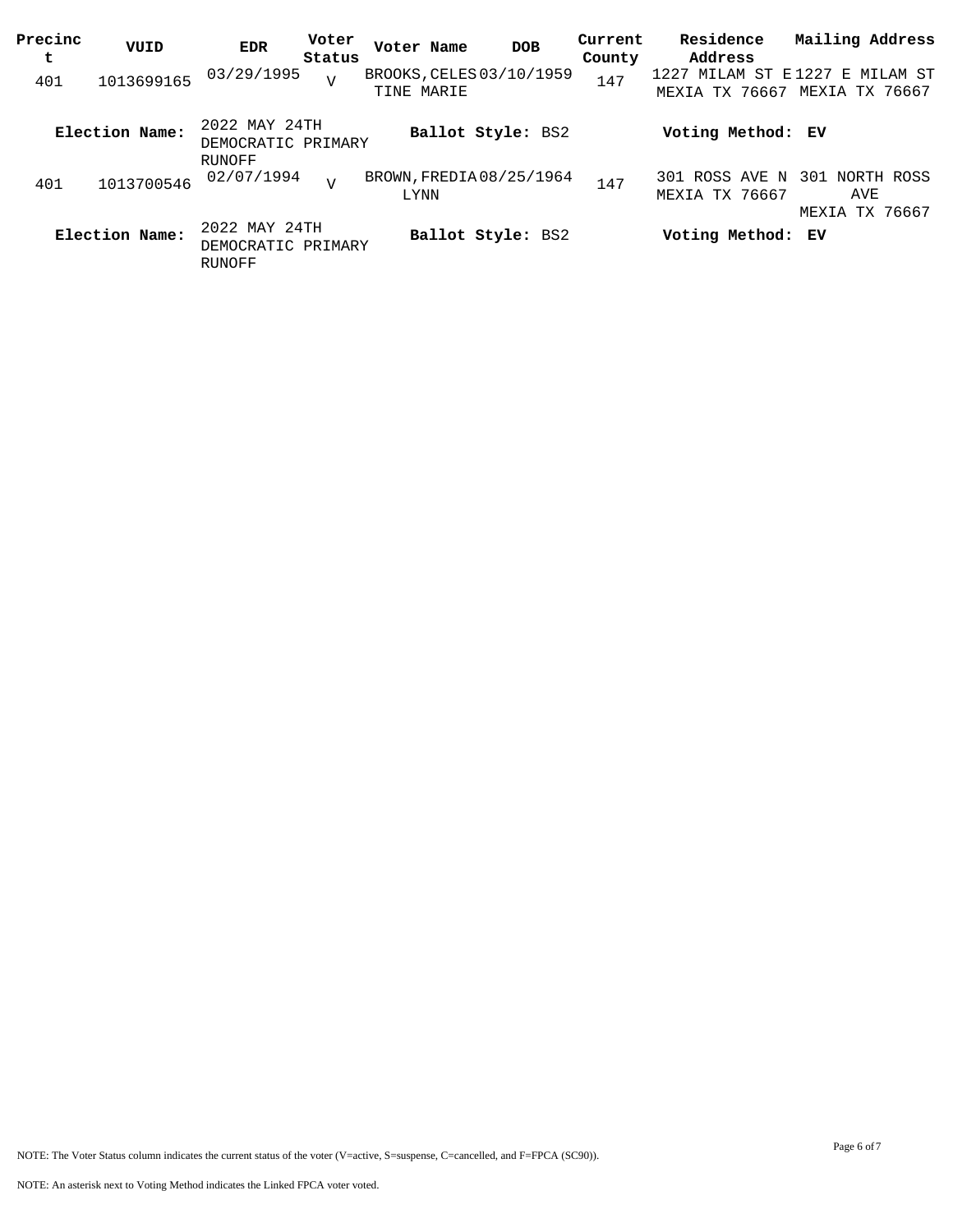| Precinct | VUID | EDR | Voter Status | Voter Name | DOB | Current County | Residence Address | Mailing Address |
|---|---|---|---|---|---|---|---|---|
| 401 | 1013699165 | 03/29/1995 | V | BROOKS, CELESTINE MARIE | 03/10/1959 | 147 | 1227 MILAM ST E MEXIA TX 76667 | 1227 E MILAM ST MEXIA TX 76667 |
| **Election Name:** | 2022 MAY 24TH DEMOCRATIC PRIMARY RUNOFF | | | **Ballot Style:** BS2 | | | **Voting Method:** **EV** | |
| 401 | 1013700546 | 02/07/1994 | V | BROWN, FREDIA LYNN | 08/25/1964 | 147 | 301 ROSS AVE N MEXIA TX 76667 | 301 NORTH ROSS AVE MEXIA TX 76667 |
| **Election Name:** | 2022 MAY 24TH DEMOCRATIC PRIMARY RUNOFF | | | **Ballot Style:** BS2 | | | **Voting Method:** **EV** | |

NOTE: The Voter Status column indicates the current status of the voter (V=active, S=suspense, C=cancelled, and F=FPCA (SC90)).

NOTE: An asterisk next to Voting Method indicates the Linked FPCA voter voted.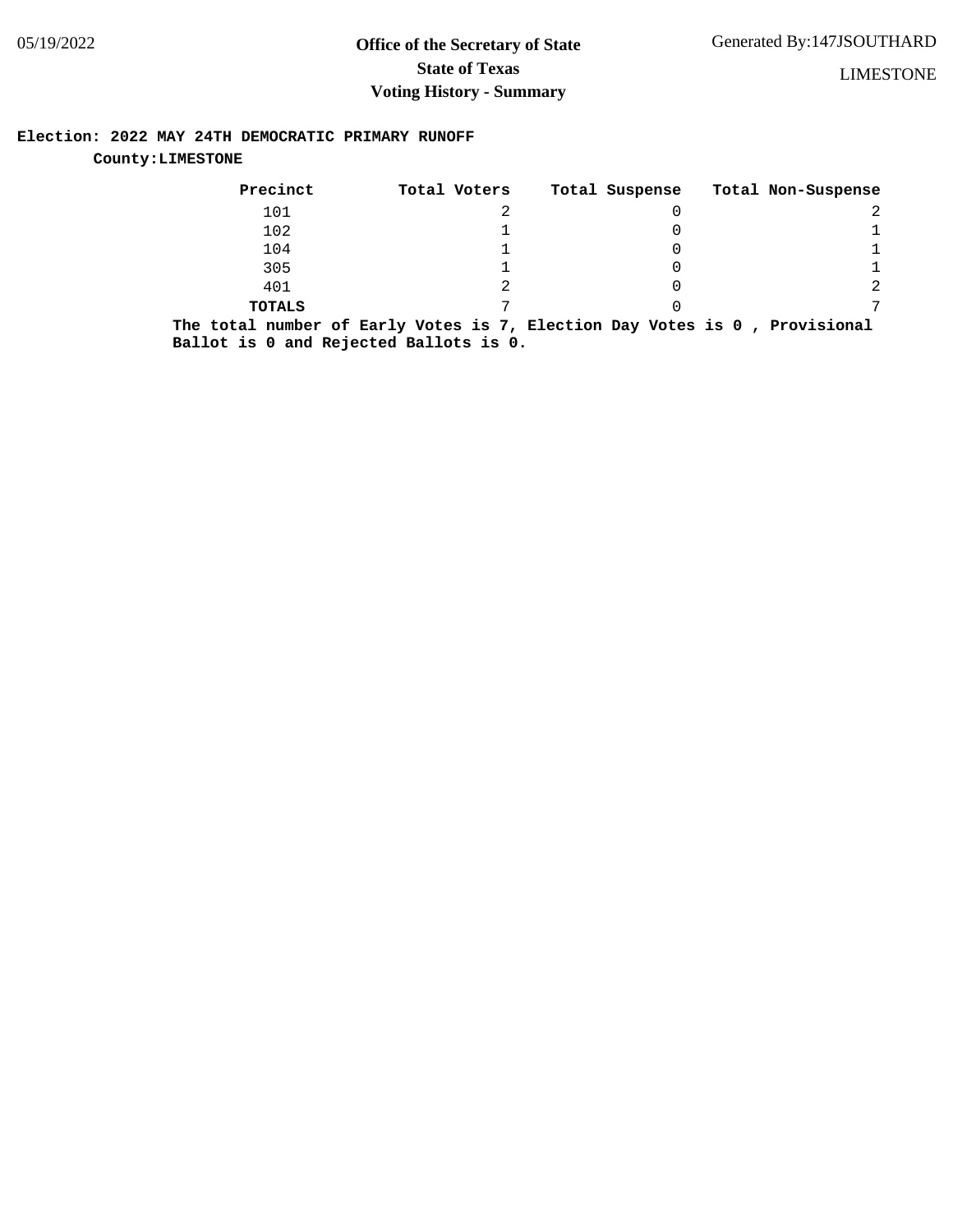**Election: 2022 MAY 24TH DEMOCRATIC PRIMARY RUNOFF**

**County:LIMESTONE**

| Precinct | Total Voters | Total Suspense | Total Non-Suspense |
|---|---|---|---|
| 101 | 2 | 0 | 2 |
| 102 | 1 | 0 | 1 |
| 104 | 1 | 0 | 1 |
| 305 | 1 | 0 | 1 |
| 401 | 2 | 0 | 2 |
| **TOTALS** | 7 | 0 | 7 |

**The total number of Early Votes is 7, Election Day Votes is 0 , Provisional Ballot is 0 and Rejected Ballots is 0.**